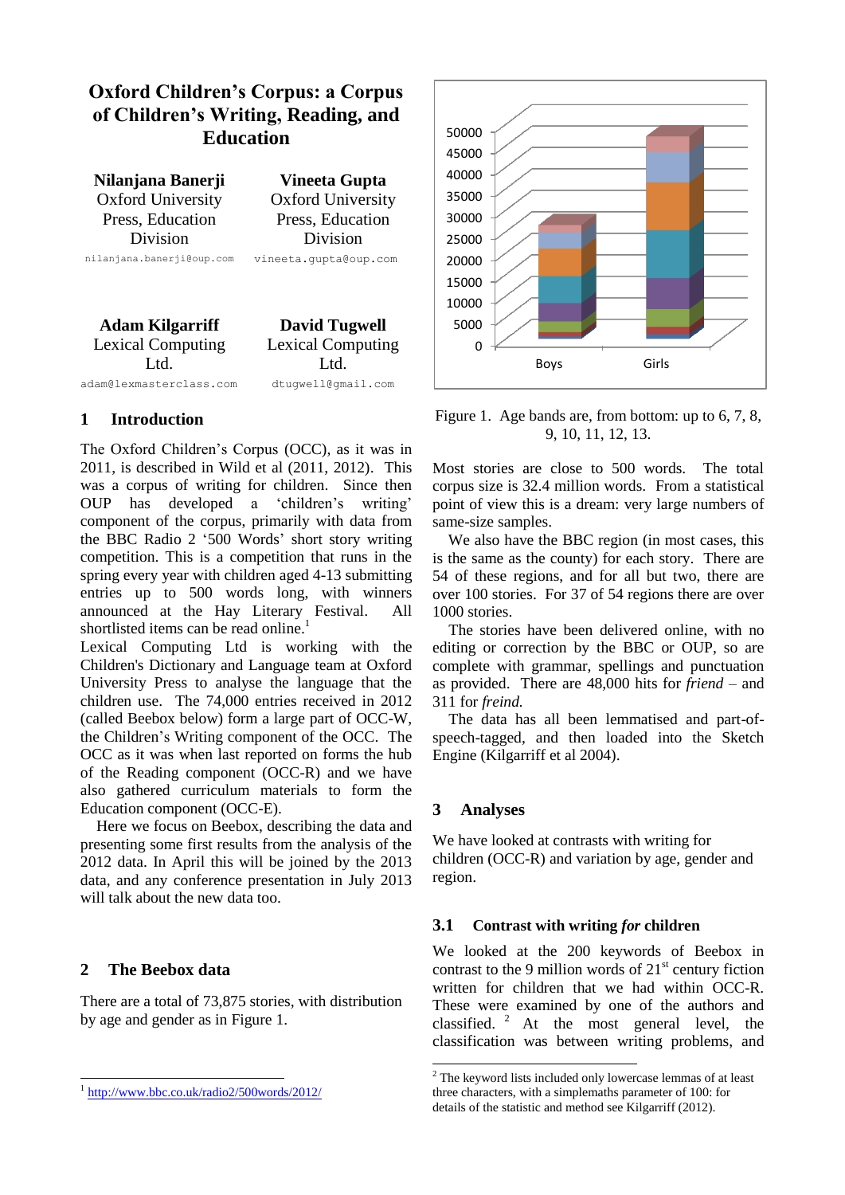# Oxford Children's Corpus: a Corpus of Children's Writing, Reading, and Education

**Nilanjana Banerji**
Oxford University Press, Education Division
nilanjana.banerji@oup.com

**Vineeta Gupta**
Oxford University Press, Education Division
vineeta.gupta@oup.com

**Adam Kilgarriff**
Lexical Computing Ltd.
adam@lexmasterclass.com

**David Tugwell**
Lexical Computing Ltd.
dtugwell@gmail.com

## 1 Introduction

The Oxford Children's Corpus (OCC), as it was in 2011, is described in Wild et al (2011, 2012). This was a corpus of writing for children. Since then OUP has developed a 'children's writing' component of the corpus, primarily with data from the BBC Radio 2 '500 Words' short story writing competition. This is a competition that runs in the spring every year with children aged 4-13 submitting entries up to 500 words long, with winners announced at the Hay Literary Festival. All shortlisted items can be read online.[1]

Lexical Computing Ltd is working with the Children's Dictionary and Language team at Oxford University Press to analyse the language that the children use. The 74,000 entries received in 2012 (called Beebox below) form a large part of OCC-W, the Children's Writing component of the OCC. The OCC as it was when last reported on forms the hub of the Reading component (OCC-R) and we have also gathered curriculum materials to form the Education component (OCC-E).

Here we focus on Beebox, describing the data and presenting some first results from the analysis of the 2012 data. In April this will be joined by the 2013 data, and any conference presentation in July 2013 will talk about the new data too.

## 2 The Beebox data

There are a total of 73,875 stories, with distribution by age and gender as in Figure 1.

Figure 1. Age bands are, from bottom: up to 6, 7, 8, 9, 10, 11, 12, 13.

Most stories are close to 500 words. The total corpus size is 32.4 million words. From a statistical point of view this is a dream: very large numbers of same-size samples.

We also have the BBC region (in most cases, this is the same as the county) for each story. There are 54 of these regions, and for all but two, there are over 100 stories. For 37 of 54 regions there are over 1000 stories.

The stories have been delivered online, with no editing or correction by the BBC or OUP, so are complete with grammar, spellings and punctuation as provided. There are 48,000 hits for *friend* – and 311 for *freind.*

The data has all been lemmatised and part-of-speech-tagged, and then loaded into the Sketch Engine (Kilgarriff et al 2004).

## 3 Analyses

We have looked at contrasts with writing for children (OCC-R) and variation by age, gender and region.

### 3.1 Contrast with writing *for* children

We looked at the 200 keywords of Beebox in contrast to the 9 million words of 21st century fiction written for children that we had within OCC-R. These were examined by one of the authors and classified. [2] At the most general level, the classification was between writing problems, and

---

[1] http://www.bbc.co.uk/radio2/500words/2012/

[2] The keyword lists included only lowercase lemmas of at least three characters, with a simplemaths parameter of 100: for details of the statistic and method see Kilgarriff (2012).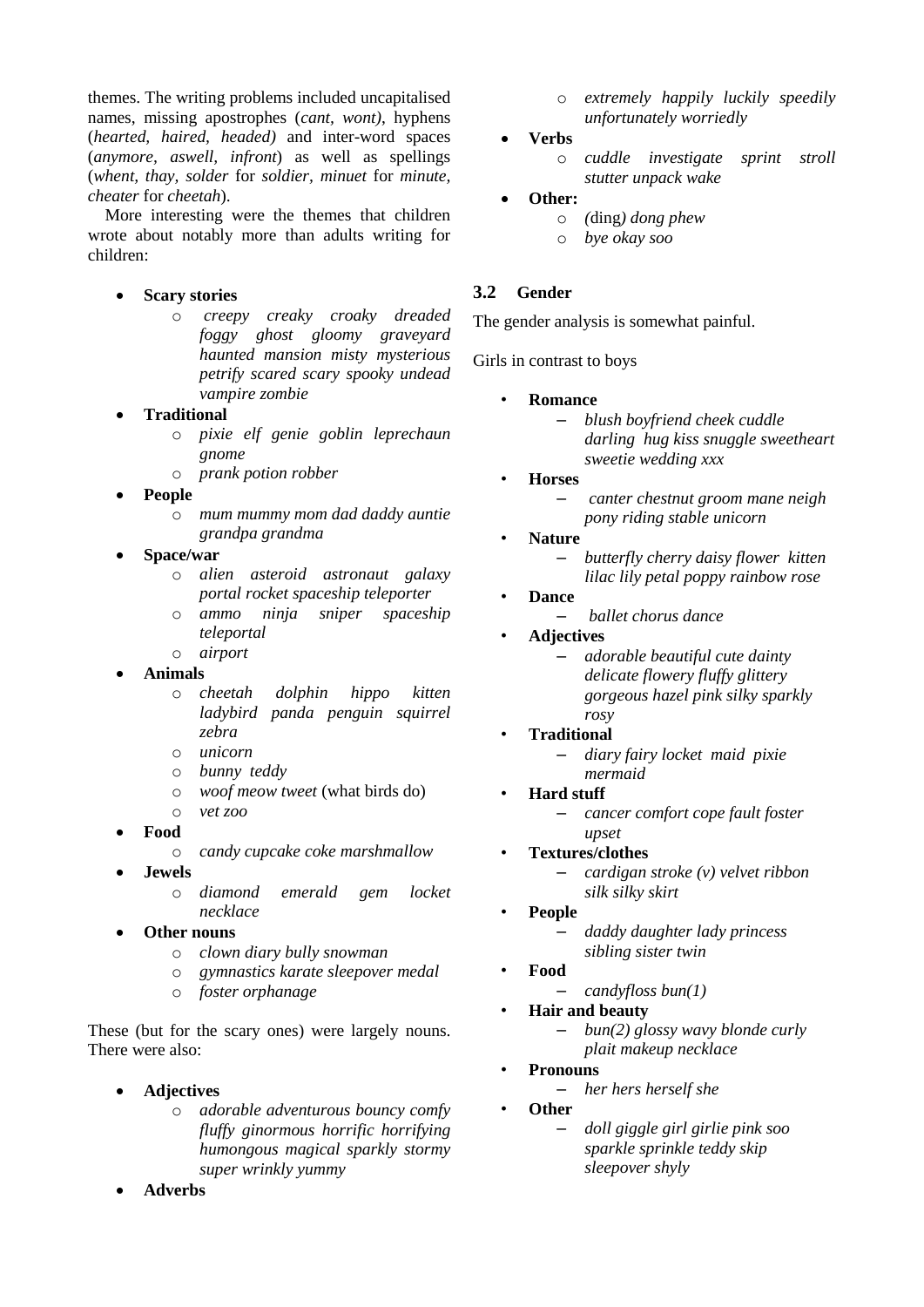themes. The writing problems included uncapitalised names, missing apostrophes (*cant, wont)*, hyphens (*hearted, haired, headed)* and inter-word spaces (*anymore, aswell, infront*) as well as spellings (*whent, thay, solder* for *soldier*, *minuet* for *minute, cheater* for *cheetah*).

More interesting were the themes that children wrote about notably more than adults writing for children:

- **Scary stories**
  - *creepy creaky croaky dreaded foggy ghost gloomy graveyard haunted mansion misty mysterious petrify scared scary spooky undead vampire zombie*
- **Traditional**
  - *pixie elf genie goblin leprechaun gnome*
  - *prank potion robber*
- **People**
  - *mum mummy mom dad daddy auntie grandpa grandma*
- **Space/war**
  - *alien asteroid astronaut galaxy portal rocket spaceship teleporter*
  - *ammo ninja sniper spaceship teleportal*
  - *airport*
- **Animals**
  - *cheetah dolphin hippo kitten ladybird panda penguin squirrel zebra*
  - *unicorn*
  - *bunny teddy*
  - *woof meow tweet* (what birds do)
  - *vet zoo*
- **Food**
  - *candy cupcake coke marshmallow*
- **Jewels**
  - *diamond emerald gem locket necklace*
- **Other nouns**
  - *clown diary bully snowman*
  - *gymnastics karate sleepover medal*
  - *foster orphanage*

These (but for the scary ones) were largely nouns. There were also:

- **Adjectives**
  - *adorable adventurous bouncy comfy fluffy ginormous horrific horrifying humongous magical sparkly stormy super wrinkly yummy*
- **Adverbs**
  - *extremely happily luckily speedily unfortunately worriedly*
- **Verbs**
  - *cuddle investigate sprint stroll stutter unpack wake*
- **Other:**
  - *(*ding*) dong phew*
  - *bye okay soo*

### 3.2 Gender

The gender analysis is somewhat painful.

Girls in contrast to boys

- **Romance**
  - *blush boyfriend cheek cuddle darling hug kiss snuggle sweetheart sweetie wedding xxx*
- **Horses**
  - *canter chestnut groom mane neigh pony riding stable unicorn*
- **Nature**
  - *butterfly cherry daisy flower kitten lilac lily petal poppy rainbow rose*
- **Dance**
  - *ballet chorus dance*
- **Adjectives**
  - *adorable beautiful cute dainty delicate flowery fluffy glittery gorgeous hazel pink silky sparkly rosy*
- **Traditional**
  - *diary fairy locket maid pixie mermaid*
- **Hard stuff**
  - *cancer comfort cope fault foster upset*
- **Textures/clothes**
  - *cardigan stroke (v) velvet ribbon silk silky skirt*
- **People**
  - *daddy daughter lady princess sibling sister twin*
- **Food**
  - *candyfloss bun(1)*
- **Hair and beauty**
  - *bun(2) glossy wavy blonde curly plait makeup necklace*
- **Pronouns**
  - *her hers herself she*
- **Other**
  - *doll giggle girl girlie pink soo sparkle sprinkle teddy skip sleepover shyly*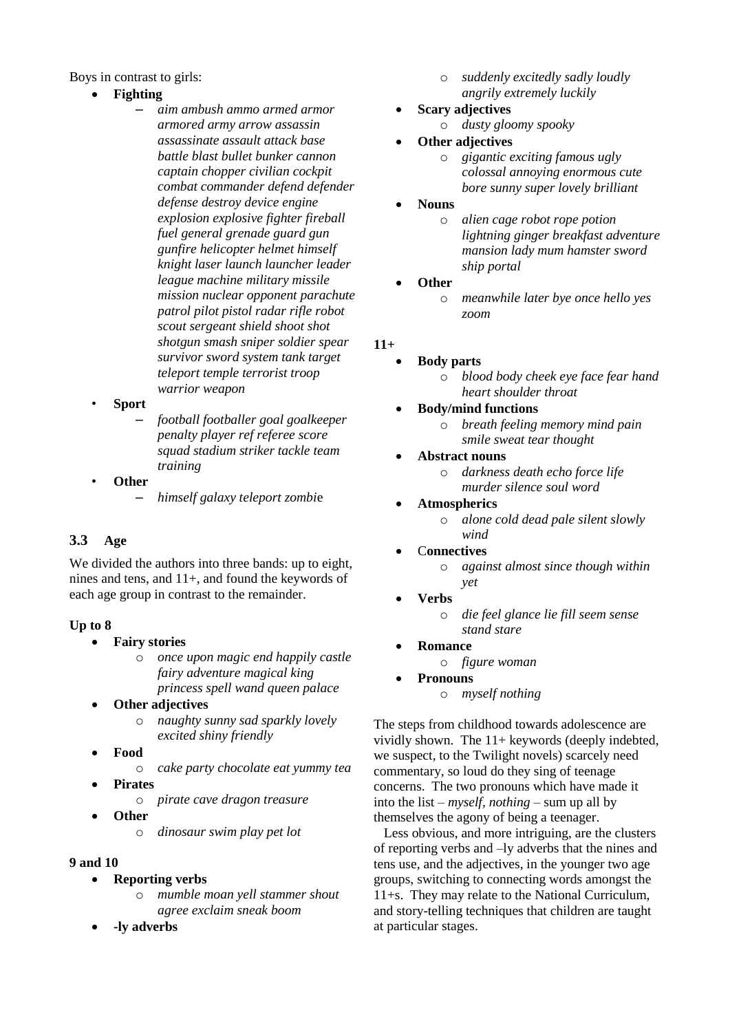Boys in contrast to girls:

- **Fighting**
  - *aim ambush ammo armed armor armored army arrow assassin assassinate assault attack base battle blast bullet bunker cannon captain chopper civilian cockpit combat commander defend defender defense destroy device engine explosion explosive fighter fireball fuel general grenade guard gun gunfire helicopter helmet himself knight laser launch launcher leader league machine military missile mission nuclear opponent parachute patrol pilot pistol radar rifle robot scout sergeant shield shoot shot shotgun smash sniper soldier spear survivor sword system tank target teleport temple terrorist troop warrior weapon*
- **Sport**
  - *football footballer goal goalkeeper penalty player ref referee score squad stadium striker tackle team training*
- **Other**
  - *himself galaxy teleport zombi*e

## 3.3 Age

We divided the authors into three bands: up to eight, nines and tens, and 11+, and found the keywords of each age group in contrast to the remainder.

**Up to 8**

- **Fairy stories**
  - *once upon magic end happily castle fairy adventure magical king princess spell wand queen palace*
- **Other adjectives**
  - *naughty sunny sad sparkly lovely excited shiny friendly*
- **Food**
  - *cake party chocolate eat yummy tea*
- **Pirates**
  - *pirate cave dragon treasure*
- **Other**
  - *dinosaur swim play pet lot*

**9 and 10**

- **Reporting verbs**
  - *mumble moan yell stammer shout agree exclaim sneak boom*
- **-ly adverbs**
  - *suddenly excitedly sadly loudly angrily extremely luckily*
- **Scary adjectives**
  - *dusty gloomy spooky*
- **Other adjectives**
  - *gigantic exciting famous ugly colossal annoying enormous cute bore sunny super lovely brilliant*
- **Nouns**
  - *alien cage robot rope potion lightning ginger breakfast adventure mansion lady mum hamster sword ship portal*
- **Other**
  - *meanwhile later bye once hello yes zoom*

**11+**

- **Body parts**
  - *blood body cheek eye face fear hand heart shoulder throat*
- **Body/mind functions**
  - *breath feeling memory mind pain smile sweat tear thought*
- **Abstract nouns**
  - *darkness death echo force life murder silence soul word*
- **Atmospherics**
  - *alone cold dead pale silent slowly wind*
- **Connectives**
  - *against almost since though within yet*
- **Verbs**
  - *die feel glance lie fill seem sense stand stare*
- **Romance**
  - *figure woman*
- **Pronouns**
  - *myself nothing*

The steps from childhood towards adolescence are vividly shown. The 11+ keywords (deeply indebted, we suspect, to the Twilight novels) scarcely need commentary, so loud do they sing of teenage concerns. The two pronouns which have made it into the list – *myself, nothing* – sum up all by themselves the agony of being a teenager.

Less obvious, and more intriguing, are the clusters of reporting verbs and –ly adverbs that the nines and tens use, and the adjectives, in the younger two age groups, switching to connecting words amongst the 11+s. They may relate to the National Curriculum, and story-telling techniques that children are taught at particular stages.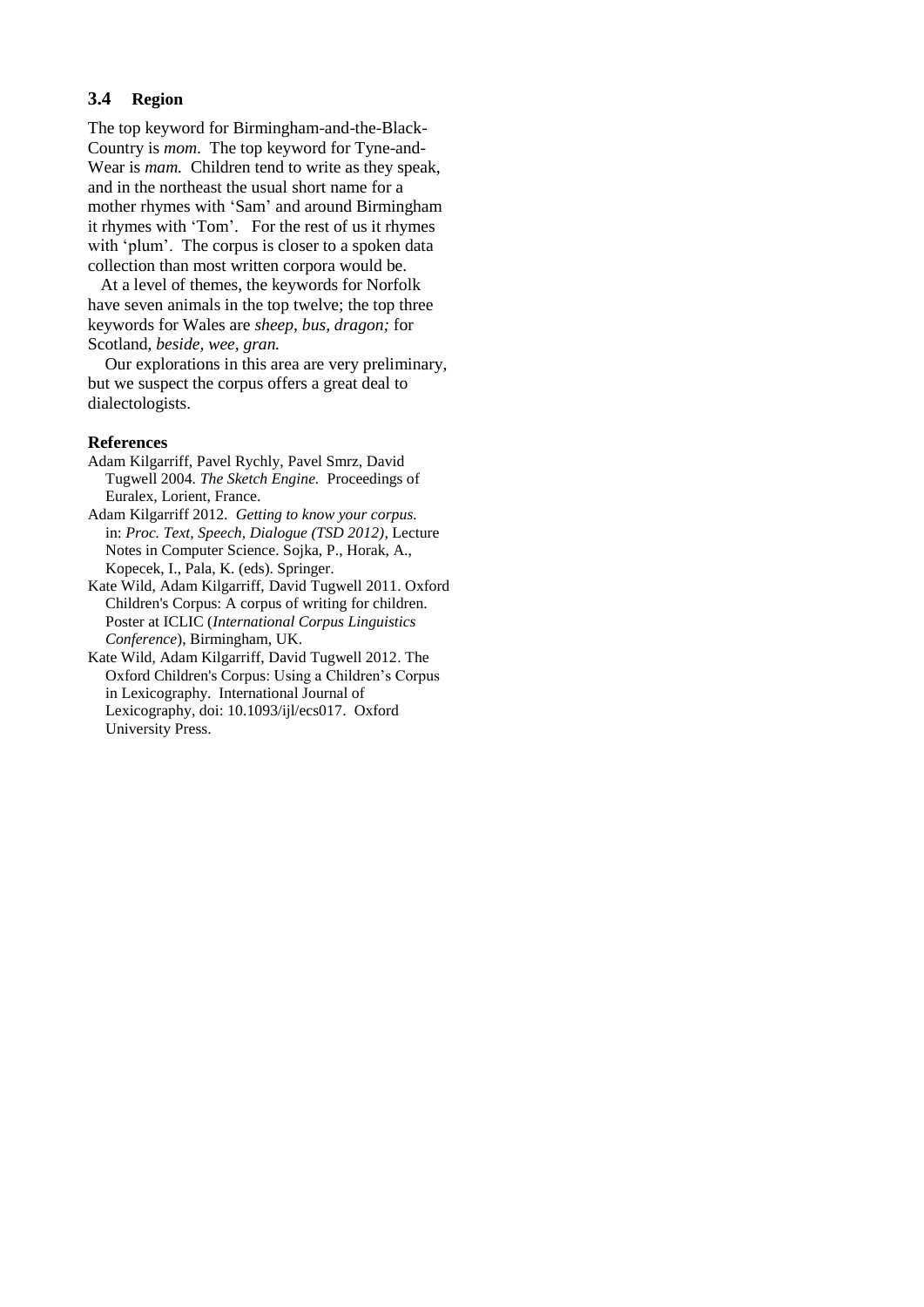### 3.4 Region

The top keyword for Birmingham-and-the-Black-Country is *mom*. The top keyword for Tyne-and-Wear is *mam.* Children tend to write as they speak, and in the northeast the usual short name for a mother rhymes with 'Sam' and around Birmingham it rhymes with 'Tom'. For the rest of us it rhymes with 'plum'. The corpus is closer to a spoken data collection than most written corpora would be.

At a level of themes, the keywords for Norfolk have seven animals in the top twelve; the top three keywords for Wales are *sheep, bus, dragon;* for Scotland, *beside, wee, gran.*

Our explorations in this area are very preliminary, but we suspect the corpus offers a great deal to dialectologists.

**References**

Adam Kilgarriff, Pavel Rychly, Pavel Smrz, David Tugwell 2004. *The Sketch Engine.* Proceedings of Euralex, Lorient, France.

Adam Kilgarriff 2012. *Getting to know your corpus.* in: *Proc. Text, Speech, Dialogue (TSD 2012)*, Lecture Notes in Computer Science. Sojka, P., Horak, A., Kopecek, I., Pala, K. (eds). Springer.

Kate Wild, Adam Kilgarriff, David Tugwell 2011. Oxford Children's Corpus: A corpus of writing for children. Poster at ICLIC (*International Corpus Linguistics Conference*), Birmingham, UK.

Kate Wild, Adam Kilgarriff, David Tugwell 2012. The Oxford Children's Corpus: Using a Children's Corpus in Lexicography. International Journal of Lexicography, doi: 10.1093/ijl/ecs017. Oxford University Press.